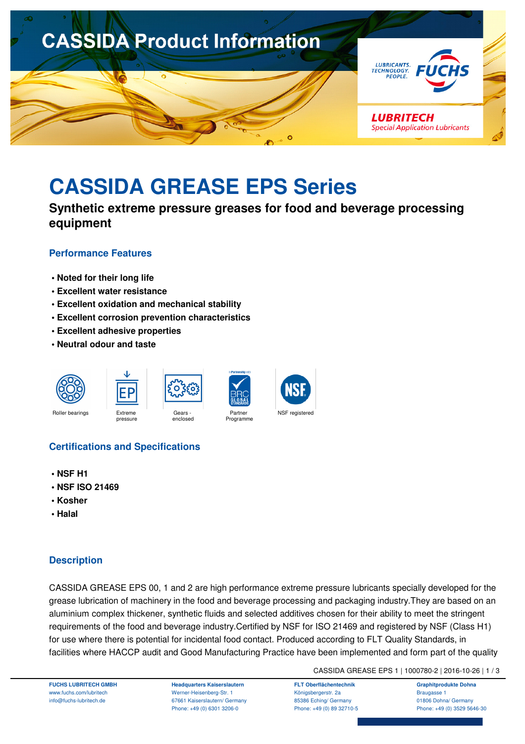# CASSIDA GREASE EPS Series

## Synthetic extreme pressure greases for food and beverage processing equipment

### Performance Features

- **Noted for their long life**
- **Excellent water resistance**
- **Excellent oxidation and mechanical stability**
- **Excellent corrosion prevention characteristics**
- **Excellent adhesive properties**
- **Neutral odour and taste**

Roller bearings | Extreme pressure | Gears - enclosed | Partner Programme | NSF registered

### Certifications and Specifications

- **NSF H1**
- **NSF ISO 21469**
- **Kosher**
- **Halal**

### Description

CASSIDA GREASE EPS 00, 1 and 2 are high performance extreme pressure lubricants specially developed for the grease lubrication of machinery in the food and beverage processing and packaging industry.They are based on an aluminium complex thickener, synthetic fluids and selected additives chosen for their ability to meet the stringent requirements of the food and beverage industry.Certified by NSF for ISO 21469 and registered by NSF (Class H1) for use where there is potential for incidental food contact. Produced according to FLT Quality Standards, in facilities where HACCP audit and Good Manufacturing Practice have been implemented and form part of the quality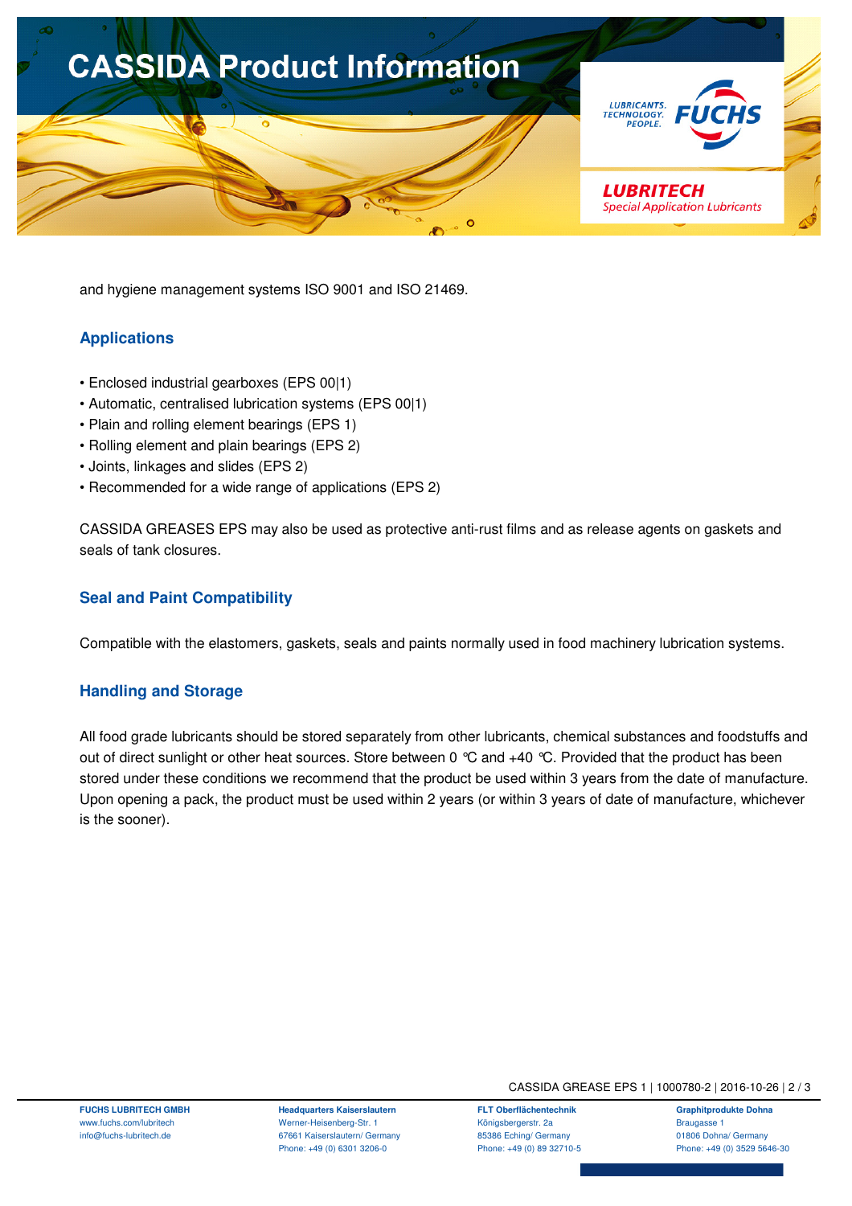and hygiene management systems ISO 9001 and ISO 21469.

## Applications

- Enclosed industrial gearboxes (EPS 00|1)
- Automatic, centralised lubrication systems (EPS 00|1)
- Plain and rolling element bearings (EPS 1)
- Rolling element and plain bearings (EPS 2)
- Joints, linkages and slides (EPS 2)
- Recommended for a wide range of applications (EPS 2)

CASSIDA GREASES EPS may also be used as protective anti-rust films and as release agents on gaskets and seals of tank closures.

## Seal and Paint Compatibility

Compatible with the elastomers, gaskets, seals and paints normally used in food machinery lubrication systems.

## Handling and Storage

All food grade lubricants should be stored separately from other lubricants, chemical substances and foodstuffs and out of direct sunlight or other heat sources. Store between 0 °C and +40 °C. Provided that the product has been stored under these conditions we recommend that the product be used within 3 years from the date of manufacture. Upon opening a pack, the product must be used within 2 years (or within 3 years of date of manufacture, whichever is the sooner).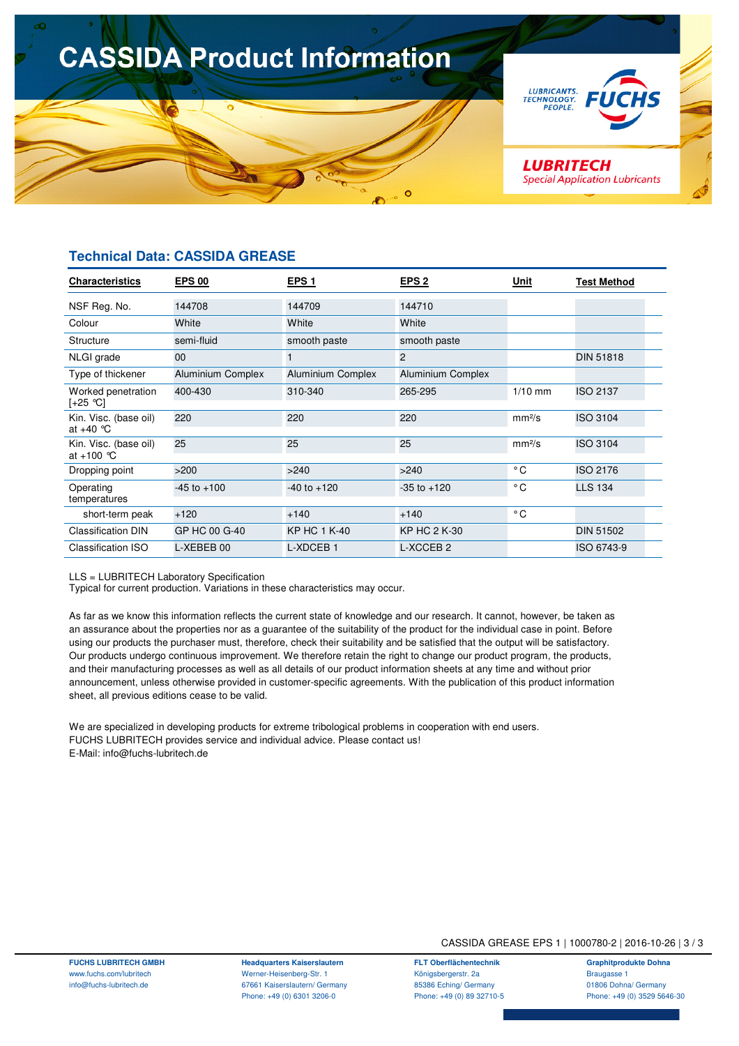# CASSIDA Product Information

LUBRICANTS. TECHNOLOGY. PEOPLE. FUCHS

LUBRITECH
Special Application Lubricants

## Technical Data: CASSIDA GREASE

| Characteristics | EPS 00 | EPS 1 | EPS 2 | Unit | Test Method |
|---|---|---|---|---|---|
| NSF Reg. No. | 144708 | 144709 | 144710 | | |
| Colour | White | White | White | | |
| Structure | semi-fluid | smooth paste | smooth paste | | |
| NLGI grade | 00 | 1 | 2 | | DIN 51818 |
| Type of thickener | Aluminium Complex | Aluminium Complex | Aluminium Complex | | |
| Worked penetration [+25 °C] | 400-430 | 310-340 | 265-295 | 1/10 mm | ISO 2137 |
| Kin. Visc. (base oil) at +40 °C | 220 | 220 | 220 | $mm^2/s$ | ISO 3104 |
| Kin. Visc. (base oil) at +100 °C | 25 | 25 | 25 | $mm^2/s$ | ISO 3104 |
| Dropping point | >200 | >240 | >240 | °C | ISO 2176 |
| Operating temperatures | -45 to +100 | -40 to +120 | -35 to +120 | °C | LLS 134 |
| short-term peak | +120 | +140 | +140 | °C | |
| Classification DIN | GP HC 00 G-40 | KP HC 1 K-40 | KP HC 2 K-30 | | DIN 51502 |
| Classification ISO | L-XEBEB 00 | L-XDCEB 1 | L-XCCEB 2 | | ISO 6743-9 |

LLS = LUBRITECH Laboratory Specification
Typical for current production. Variations in these characteristics may occur.

As far as we know this information reflects the current state of knowledge and our research. It cannot, however, be taken as an assurance about the properties nor as a guarantee of the suitability of the product for the individual case in point. Before using our products the purchaser must, therefore, check their suitability and be satisfied that the output will be satisfactory. Our products undergo continuous improvement. We therefore retain the right to change our product program, the products, and their manufacturing processes as well as all details of our product information sheets at any time and without prior announcement, unless otherwise provided in customer-specific agreements. With the publication of this product information sheet, all previous editions cease to be valid.

We are specialized in developing products for extreme tribological problems in cooperation with end users.
FUCHS LUBRITECH provides service and individual advice. Please contact us!
E-Mail: info@fuchs-lubritech.de

CASSIDA GREASE EPS 1 | 1000780-2 | 2016-10-26

**FUCHS LUBRITECH GMBH**
www.fuchs.com/lubritech
info@fuchs-lubritech.de

**Headquarters Kaiserslautern**
Werner-Heisenberg-Str. 1
67661 Kaiserslautern/ Germany
Phone: +49 (0) 6301 3206-0

**FLT Oberflächentechnik**
Königsbergerstr. 2a
85386 Eching/ Germany
Phone: +49 (0) 89 32710-5

**Graphitprodukte Dohna**
Braugasse 1
01806 Dohna/ Germany
Phone: +49 (0) 3529 5646-30